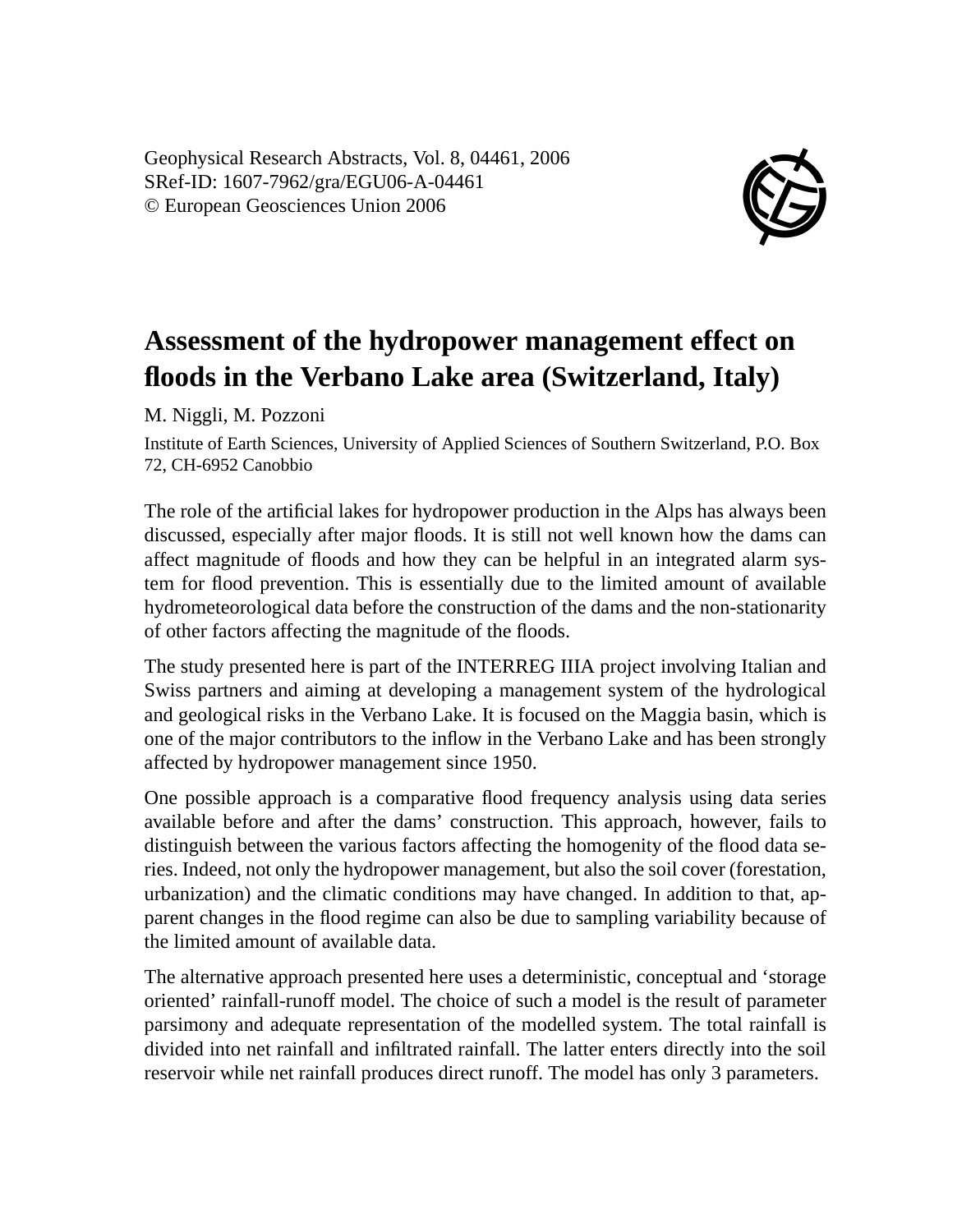Geophysical Research Abstracts, Vol. 8, 04461, 2006
SRef-ID: 1607-7962/gra/EGU06-A-04461
© European Geosciences Union 2006

# Assessment of the hydropower management effect on floods in the Verbano Lake area (Switzerland, Italy)

M. Niggli, M. Pozzoni

Institute of Earth Sciences, University of Applied Sciences of Southern Switzerland, P.O. Box 72, CH-6952 Canobbio

The role of the artificial lakes for hydropower production in the Alps has always been discussed, especially after major floods. It is still not well known how the dams can affect magnitude of floods and how they can be helpful in an integrated alarm system for flood prevention. This is essentially due to the limited amount of available hydrometeorological data before the construction of the dams and the non-stationarity of other factors affecting the magnitude of the floods.

The study presented here is part of the INTERREG IIIA project involving Italian and Swiss partners and aiming at developing a management system of the hydrological and geological risks in the Verbano Lake. It is focused on the Maggia basin, which is one of the major contributors to the inflow in the Verbano Lake and has been strongly affected by hydropower management since 1950.

One possible approach is a comparative flood frequency analysis using data series available before and after the dams' construction. This approach, however, fails to distinguish between the various factors affecting the homogenity of the flood data series. Indeed, not only the hydropower management, but also the soil cover (forestation, urbanization) and the climatic conditions may have changed. In addition to that, apparent changes in the flood regime can also be due to sampling variability because of the limited amount of available data.

The alternative approach presented here uses a deterministic, conceptual and 'storage oriented' rainfall-runoff model. The choice of such a model is the result of parameter parsimony and adequate representation of the modelled system. The total rainfall is divided into net rainfall and infiltrated rainfall. The latter enters directly into the soil reservoir while net rainfall produces direct runoff. The model has only 3 parameters.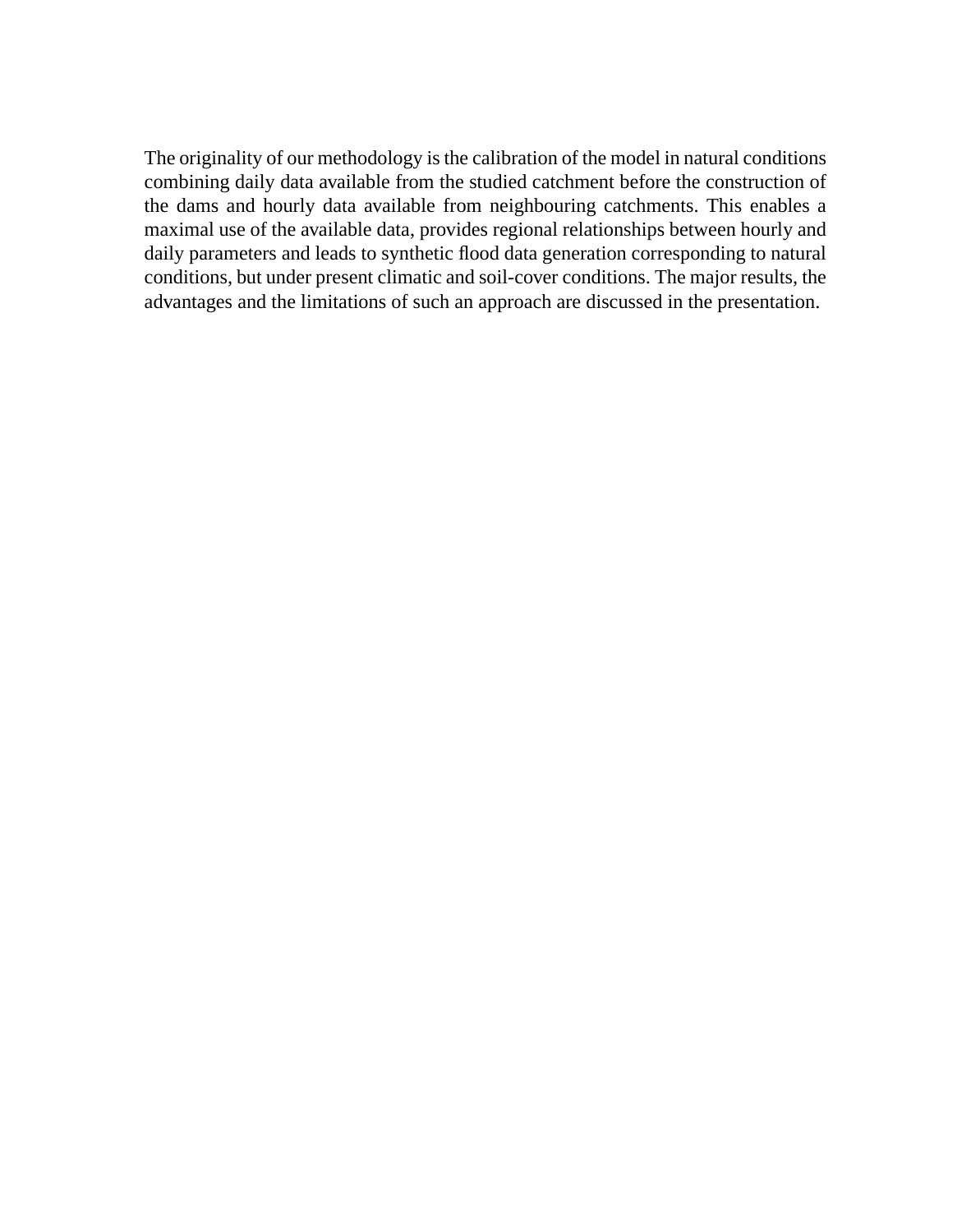The originality of our methodology is the calibration of the model in natural conditions combining daily data available from the studied catchment before the construction of the dams and hourly data available from neighbouring catchments. This enables a maximal use of the available data, provides regional relationships between hourly and daily parameters and leads to synthetic flood data generation corresponding to natural conditions, but under present climatic and soil-cover conditions. The major results, the advantages and the limitations of such an approach are discussed in the presentation.